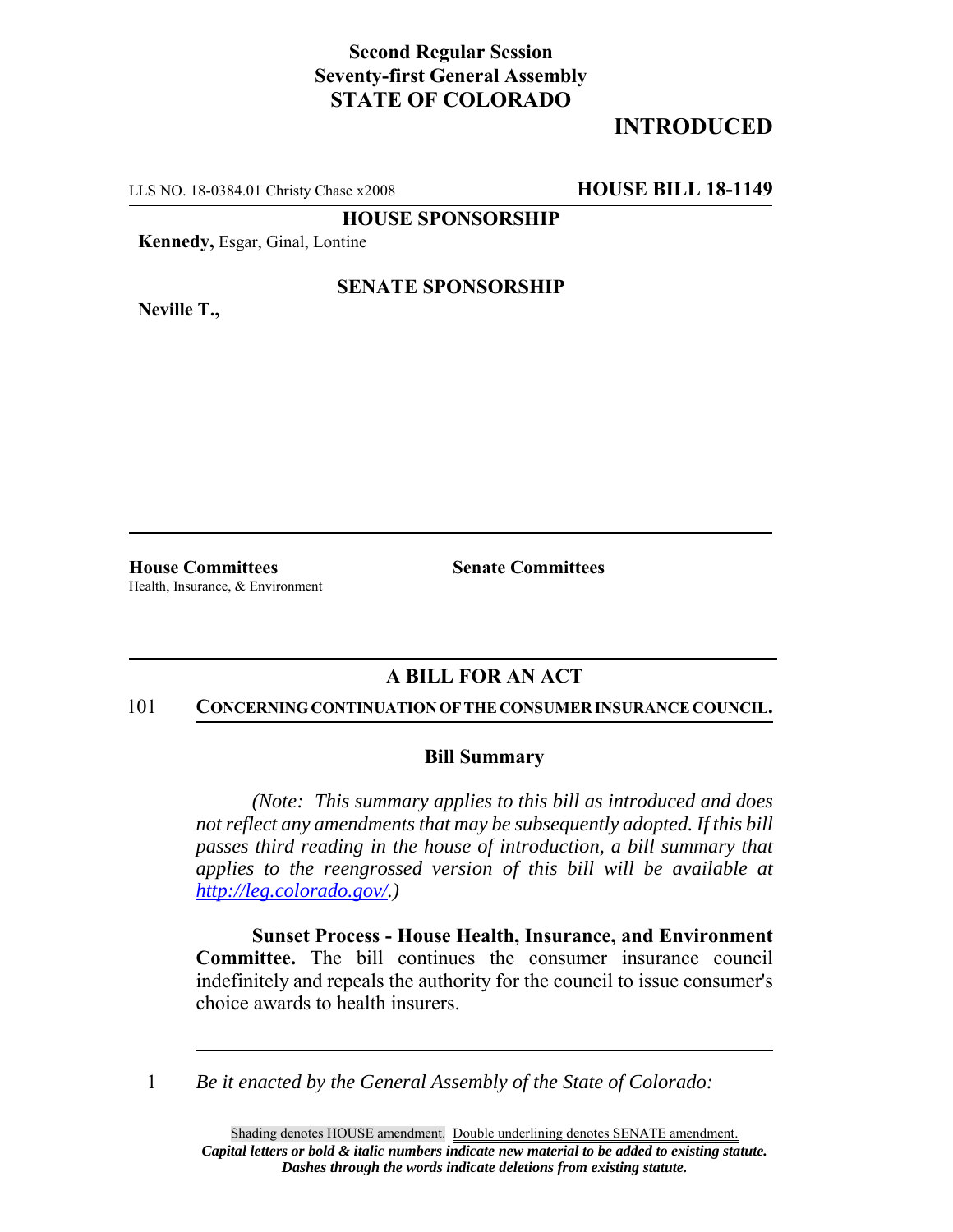**Second Regular Session**
**Seventy-first General Assembly**
**STATE OF COLORADO**

## INTRODUCED

LLS NO. 18-0384.01 Christy Chase x2008 **HOUSE BILL 18-1149**

**HOUSE SPONSORSHIP**

**Kennedy,** Esgar, Ginal, Lontine

**SENATE SPONSORSHIP**

**Neville T.,**

**House Committees**
Health, Insurance, & Environment

**Senate Committees**

## A BILL FOR AN ACT

101 **CONCERNING CONTINUATION OF THE CONSUMER INSURANCE COUNCIL.**

### Bill Summary

*(Note: This summary applies to this bill as introduced and does not reflect any amendments that may be subsequently adopted. If this bill passes third reading in the house of introduction, a bill summary that applies to the reengrossed version of this bill will be available at http://leg.colorado.gov/.)*

**Sunset Process - House Health, Insurance, and Environment Committee.** The bill continues the consumer insurance council indefinitely and repeals the authority for the council to issue consumer's choice awards to health insurers.

1 *Be it enacted by the General Assembly of the State of Colorado:*

Shading denotes HOUSE amendment. Double underlining denotes SENATE amendment.
***Capital letters or bold & italic numbers indicate new material to be added to existing statute.***
***Dashes through the words indicate deletions from existing statute.***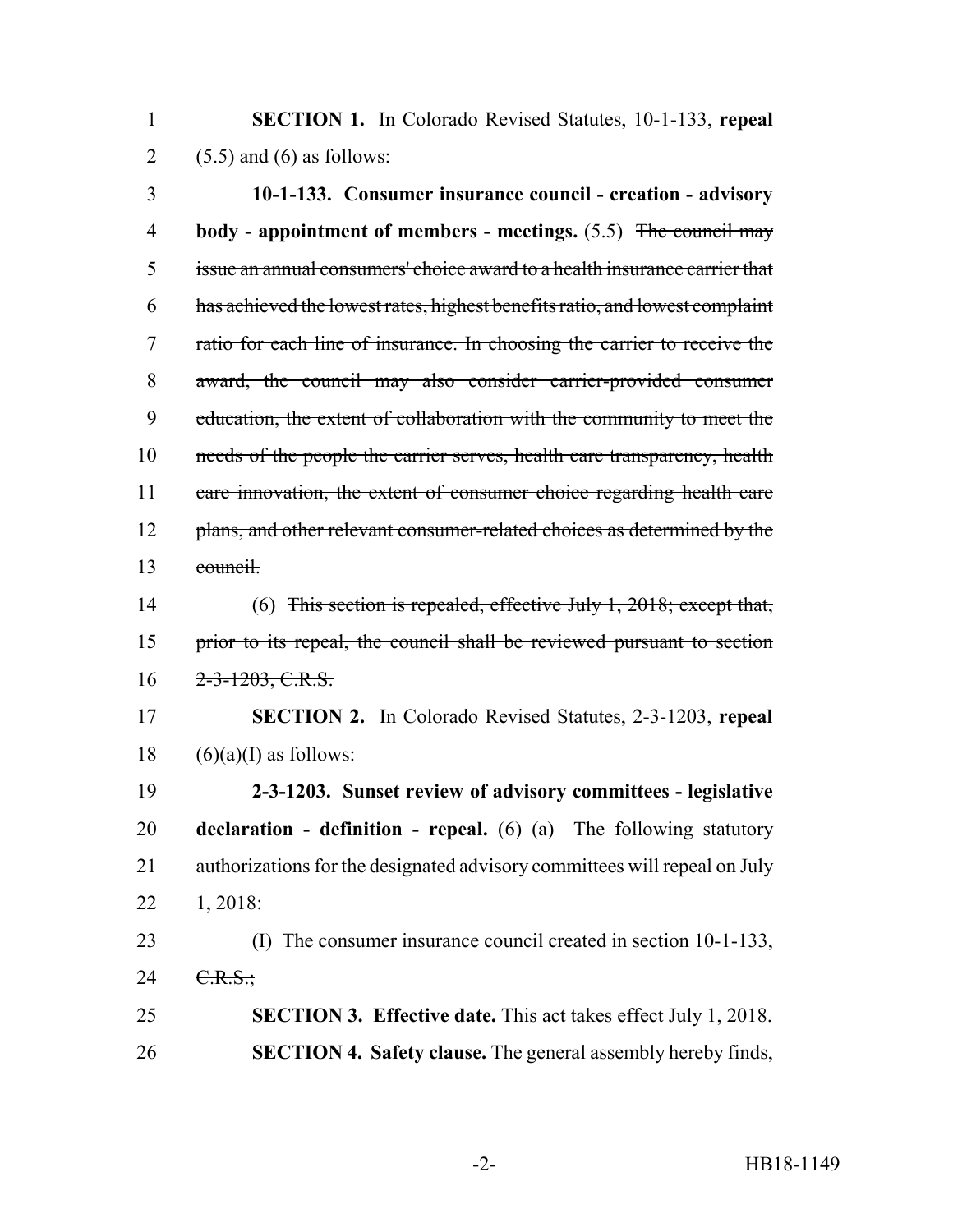**SECTION 1.** In Colorado Revised Statutes, 10-1-133, **repeal** (5.5) and (6) as follows:

**10-1-133. Consumer insurance council - creation - advisory body - appointment of members - meetings.** (5.5) ~~The council may issue an annual consumers' choice award to a health insurance carrier that has achieved the lowest rates, highest benefits ratio, and lowest complaint ratio for each line of insurance. In choosing the carrier to receive the award, the council may also consider carrier-provided consumer education, the extent of collaboration with the community to meet the needs of the people the carrier serves, health care transparency, health care innovation, the extent of consumer choice regarding health care plans, and other relevant consumer-related choices as determined by the council.~~

(6) ~~This section is repealed, effective July 1, 2018; except that, prior to its repeal, the council shall be reviewed pursuant to section 2-3-1203, C.R.S.~~

**SECTION 2.** In Colorado Revised Statutes, 2-3-1203, **repeal** (6)(a)(I) as follows:

**2-3-1203. Sunset review of advisory committees - legislative declaration - definition - repeal.** (6) (a) The following statutory authorizations for the designated advisory committees will repeal on July 1, 2018:

(I) ~~The consumer insurance council created in section 10-1-133, C.R.S.;~~

**SECTION 3. Effective date.** This act takes effect July 1, 2018.

**SECTION 4. Safety clause.** The general assembly hereby finds,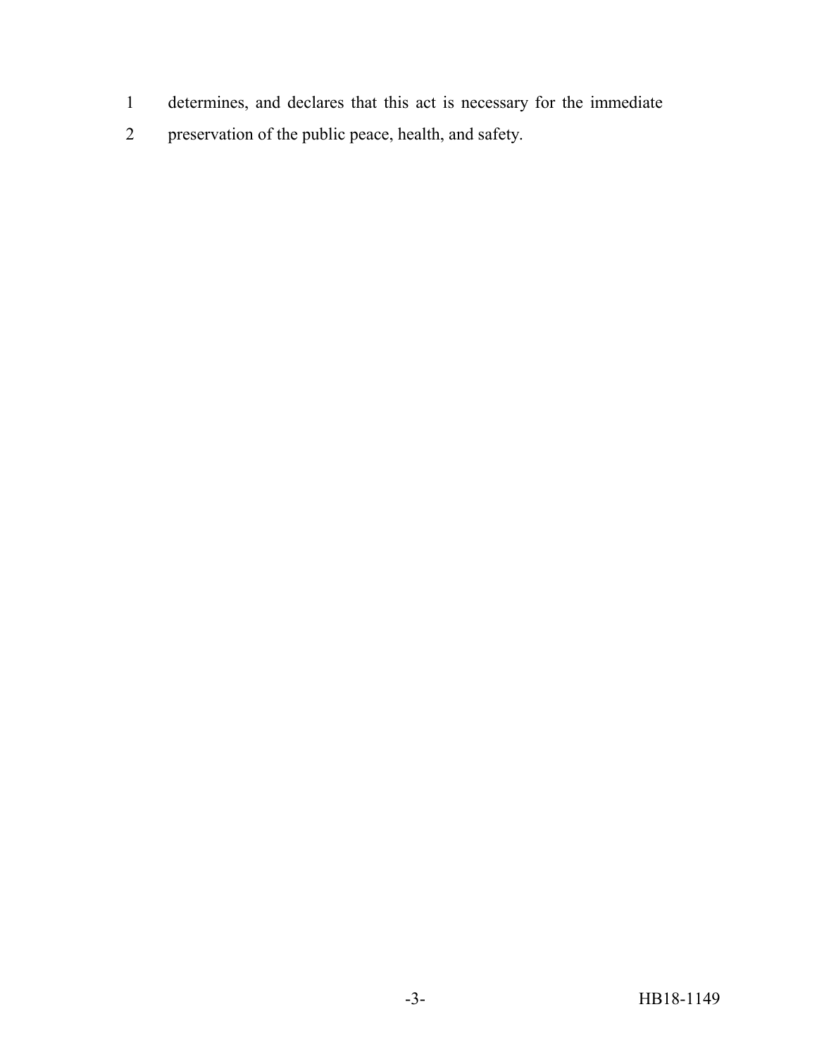determines, and declares that this act is necessary for the immediate preservation of the public peace, health, and safety.